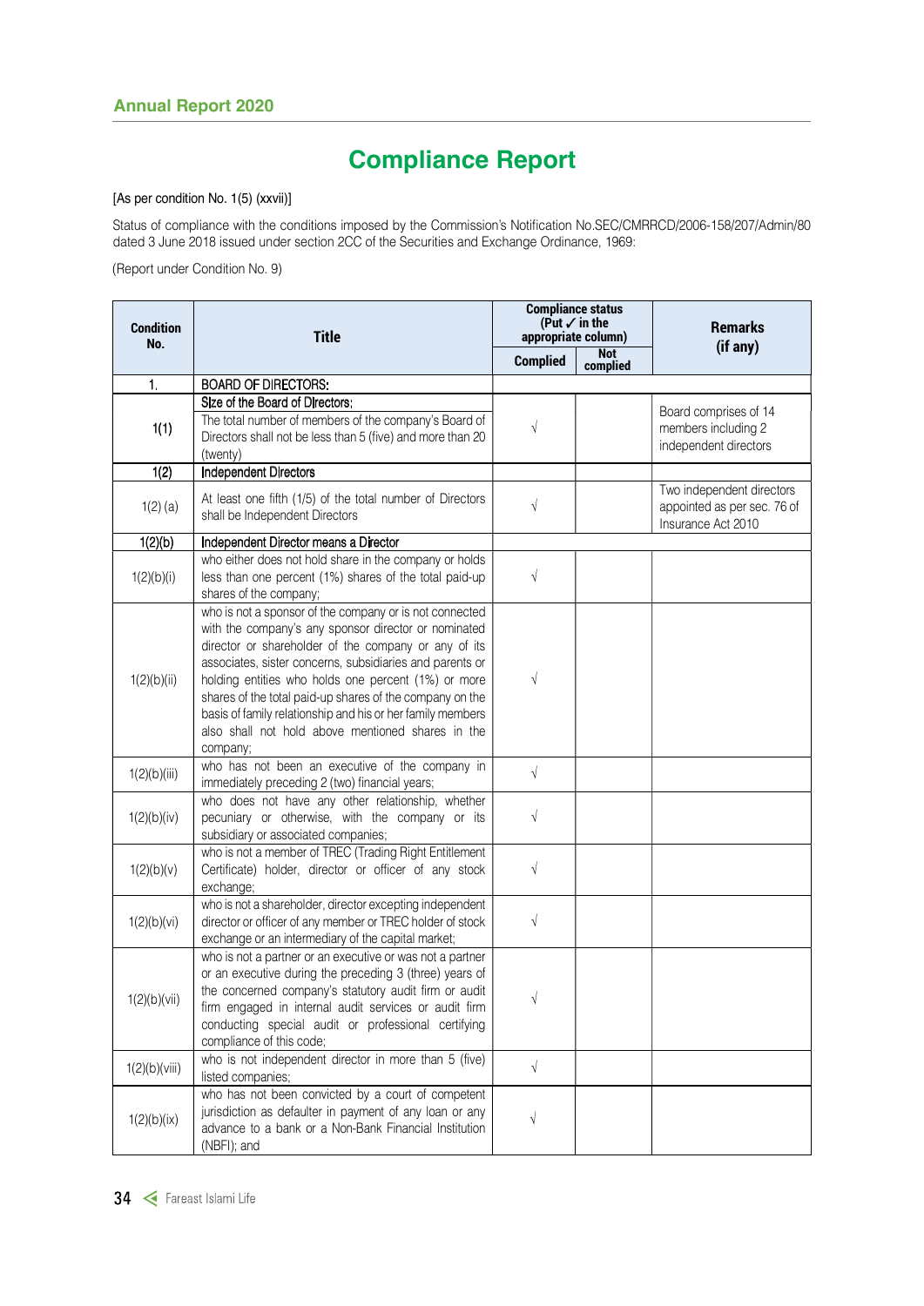# Compliance Report

[As per condition No. 1(5) (xxvii)]

Status of compliance with the conditions imposed by the Commission's Notification No.SEC/CMRRCD/2006-158/207/Admin/80 dated 3 June 2018 issued under section 2CC of the Securities and Exchange Ordinance, 1969:

(Report under Condition No. 9)

| Condition No. | Title | Compliance status (Put ✓ in the appropriate column) | | Remarks (if any) |
|---|---|---|---|---|
| | | Complied | Not complied | |
| 1. | BOARD OF DIRECTORS: | | | |
| 1(1) | Size of the Board of Directors: The total number of members of the company's Board of Directors shall not be less than 5 (five) and more than 20 (twenty) | √ | | Board comprises of 14 members including 2 independent directors |
| 1(2) | Independent Directors | | | |
| 1(2) (a) | At least one fifth (1/5) of the total number of Directors shall be Independent Directors | √ | | Two independent directors appointed as per sec. 76 of Insurance Act 2010 |
| 1(2)(b) | Independent Director means a Director | | | |
| 1(2)(b)(i) | who either does not hold share in the company or holds less than one percent (1%) shares of the total paid-up shares of the company; | √ | | |
| 1(2)(b)(ii) | who is not a sponsor of the company or is not connected with the company's any sponsor director or nominated director or shareholder of the company or any of its associates, sister concerns, subsidiaries and parents or holding entities who holds one percent (1%) or more shares of the total paid-up shares of the company on the basis of family relationship and his or her family members also shall not hold above mentioned shares in the company; | √ | | |
| 1(2)(b)(iii) | who has not been an executive of the company in immediately preceding 2 (two) financial years; | √ | | |
| 1(2)(b)(iv) | who does not have any other relationship, whether pecuniary or otherwise, with the company or its subsidiary or associated companies; | √ | | |
| 1(2)(b)(v) | who is not a member of TREC (Trading Right Entitlement Certificate) holder, director or officer of any stock exchange; | √ | | |
| 1(2)(b)(vi) | who is not a shareholder, director excepting independent director or officer of any member or TREC holder of stock exchange or an intermediary of the capital market; | √ | | |
| 1(2)(b)(vii) | who is not a partner or an executive or was not a partner or an executive during the preceding 3 (three) years of the concerned company's statutory audit firm or audit firm engaged in internal audit services or audit firm conducting special audit or professional certifying compliance of this code; | √ | | |
| 1(2)(b)(viii) | who is not independent director in more than 5 (five) listed companies; | √ | | |
| 1(2)(b)(ix) | who has not been convicted by a court of competent jurisdiction as defaulter in payment of any loan or any advance to a bank or a Non-Bank Financial Institution (NBFI); and | √ | | |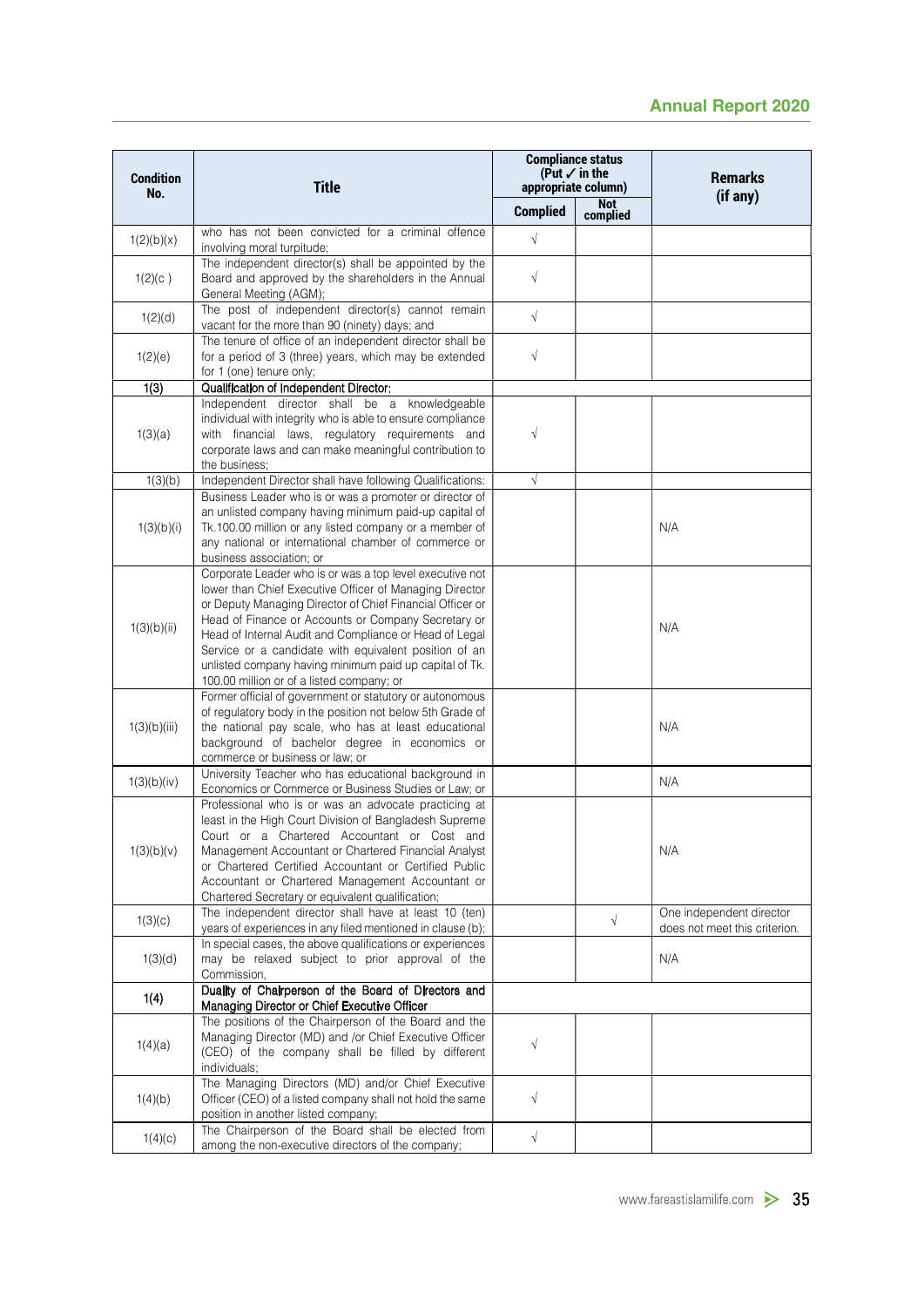| Condition No. | Title | Compliance status (Put ✓ in the appropriate column) | | Remarks (if any) |
|---|---|---|---|---|
| | | Complied | Not complied | |
| 1(2)(b)(x) | who has not been convicted for a criminal offence involving moral turpitude; | √ | | |
| 1(2)(c ) | The independent director(s) shall be appointed by the Board and approved by the shareholders in the Annual General Meeting (AGM); | √ | | |
| 1(2)(d) | The post of independent director(s) cannot remain vacant for the more than 90 (ninety) days; and | √ | | |
| 1(2)(e) | The tenure of office of an independent director shall be for a period of 3 (three) years, which may be extended for 1 (one) tenure only; | √ | | |
| 1(3) | Qualification of Independent Director: | | | |
| 1(3)(a) | Independent director shall be a knowledgeable individual with integrity who is able to ensure compliance with financial laws, regulatory requirements and corporate laws and can make meaningful contribution to the business; | √ | | |
| 1(3)(b) | Independent Director shall have following Qualifications: | √ | | |
| 1(3)(b)(i) | Business Leader who is or was a promoter or director of an unlisted company having minimum paid-up capital of Tk.100.00 million or any listed company or a member of any national or international chamber of commerce or business association; or | | | N/A |
| 1(3)(b)(ii) | Corporate Leader who is or was a top level executive not lower than Chief Executive Officer of Managing Director or Deputy Managing Director of Chief Financial Officer or Head of Finance or Accounts or Company Secretary or Head of Internal Audit and Compliance or Head of Legal Service or a candidate with equivalent position of an unlisted company having minimum paid up capital of Tk. 100.00 million or of a listed company; or | | | N/A |
| 1(3)(b)(iii) | Former official of government or statutory or autonomous of regulatory body in the position not below 5th Grade of the national pay scale, who has at least educational background of bachelor degree in economics or commerce or business or law; or | | | N/A |
| 1(3)(b)(iv) | University Teacher who has educational background in Economics or Commerce or Business Studies or Law; or | | | N/A |
| 1(3)(b)(v) | Professional who is or was an advocate practicing at least in the High Court Division of Bangladesh Supreme Court or a Chartered Accountant or Cost and Management Accountant or Chartered Financial Analyst or Chartered Certified Accountant or Certified Public Accountant or Chartered Management Accountant or Chartered Secretary or equivalent qualification; | | | N/A |
| 1(3)(c) | The independent director shall have at least 10 (ten) years of experiences in any filed mentioned in clause (b); | | √ | One independent director does not meet this criterion. |
| 1(3)(d) | In special cases, the above qualifications or experiences may be relaxed subject to prior approval of the Commission, | | | N/A |
| 1(4) | Duality of Chairperson of the Board of Directors and Managing Director or Chief Executive Officer | | | |
| 1(4)(a) | The positions of the Chairperson of the Board and the Managing Director (MD) and /or Chief Executive Officer (CEO) of the company shall be filled by different individuals; | √ | | |
| 1(4)(b) | The Managing Directors (MD) and/or Chief Executive Officer (CEO) of a listed company shall not hold the same position in another listed company; | √ | | |
| 1(4)(c) | The Chairperson of the Board shall be elected from among the non-executive directors of the company; | √ | | |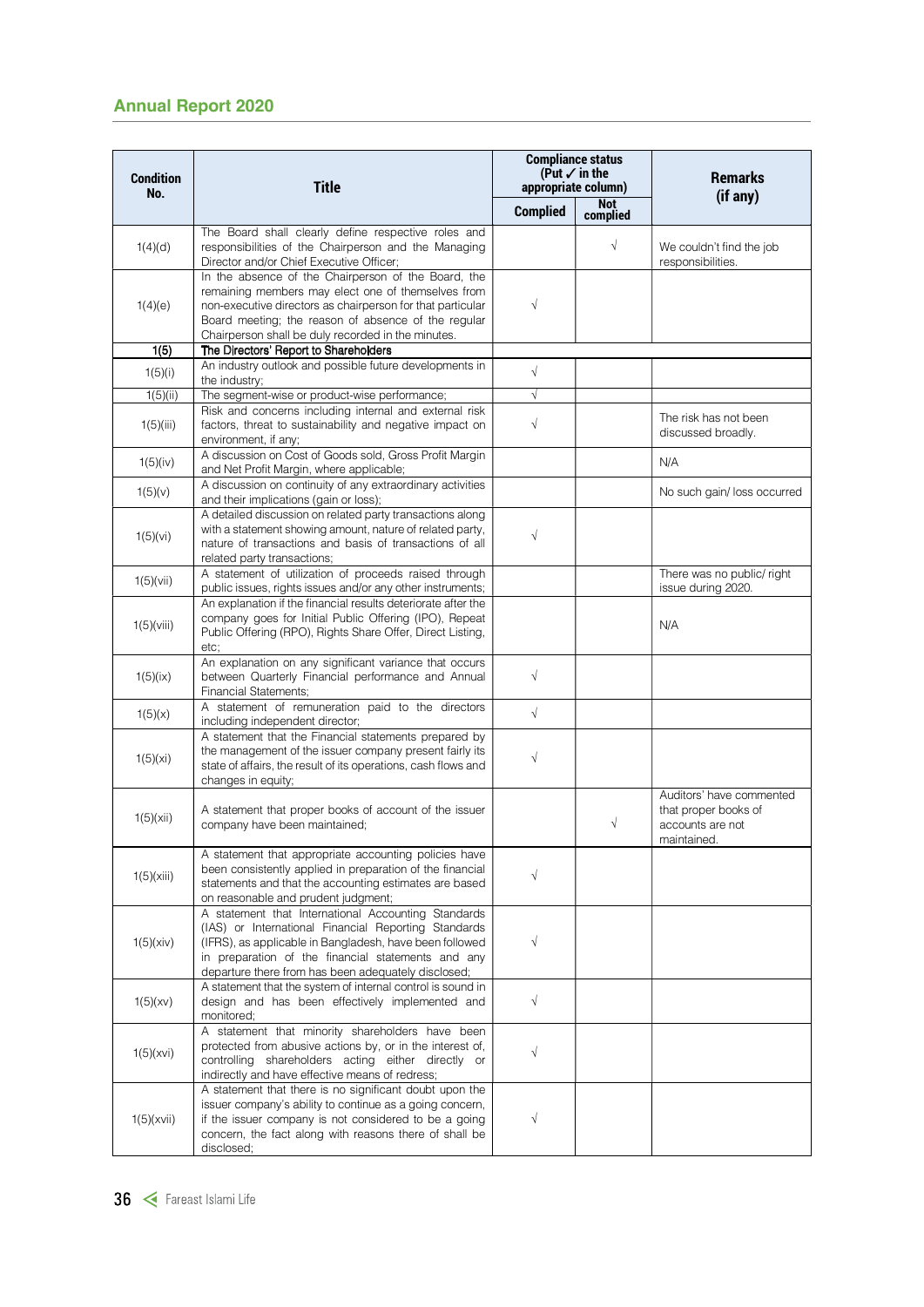| Condition No. | Title | Compliance status (Put ✓ in the appropriate column) | | Remarks (if any) |
|---|---|---|---|---|
| | | Complied | Not complied | |
| 1(4)(d) | The Board shall clearly define respective roles and responsibilities of the Chairperson and the Managing Director and/or Chief Executive Officer; | | √ | We couldn't find the job responsibilities. |
| 1(4)(e) | In the absence of the Chairperson of the Board, the remaining members may elect one of themselves from non-executive directors as chairperson for that particular Board meeting; the reason of absence of the regular Chairperson shall be duly recorded in the minutes. | √ | | |
| **1(5)** | **The Directors' Report to Shareholders** | | | |
| 1(5)(i) | An industry outlook and possible future developments in the industry; | √ | | |
| 1(5)(ii) | The segment-wise or product-wise performance; | √ | | |
| 1(5)(iii) | Risk and concerns including internal and external risk factors, threat to sustainability and negative impact on environment, if any; | √ | | The risk has not been discussed broadly. |
| 1(5)(iv) | A discussion on Cost of Goods sold, Gross Profit Margin and Net Profit Margin, where applicable; | | | N/A |
| 1(5)(v) | A discussion on continuity of any extraordinary activities and their implications (gain or loss); | | | No such gain/ loss occurred |
| 1(5)(vi) | A detailed discussion on related party transactions along with a statement showing amount, nature of related party, nature of transactions and basis of transactions of all related party transactions; | √ | | |
| 1(5)(vii) | A statement of utilization of proceeds raised through public issues, rights issues and/or any other instruments; | | | There was no public/ right issue during 2020. |
| 1(5)(viii) | An explanation if the financial results deteriorate after the company goes for Initial Public Offering (IPO), Repeat Public Offering (RPO), Rights Share Offer, Direct Listing, etc; | | | N/A |
| 1(5)(ix) | An explanation on any significant variance that occurs between Quarterly Financial performance and Annual Financial Statements; | √ | | |
| 1(5)(x) | A statement of remuneration paid to the directors including independent director; | √ | | |
| 1(5)(xi) | A statement that the Financial statements prepared by the management of the issuer company present fairly its state of affairs, the result of its operations, cash flows and changes in equity; | √ | | |
| 1(5)(xii) | A statement that proper books of account of the issuer company have been maintained; | | √ | Auditors' have commented that proper books of accounts are not maintained. |
| 1(5)(xiii) | A statement that appropriate accounting policies have been consistently applied in preparation of the financial statements and that the accounting estimates are based on reasonable and prudent judgment; | √ | | |
| 1(5)(xiv) | A statement that International Accounting Standards (IAS) or International Financial Reporting Standards (IFRS), as applicable in Bangladesh, have been followed in preparation of the financial statements and any departure there from has been adequately disclosed; | √ | | |
| 1(5)(xv) | A statement that the system of internal control is sound in design and has been effectively implemented and monitored; | √ | | |
| 1(5)(xvi) | A statement that minority shareholders have been protected from abusive actions by, or in the interest of, controlling shareholders acting either directly or indirectly and have effective means of redress; | √ | | |
| 1(5)(xvii) | A statement that there is no significant doubt upon the issuer company's ability to continue as a going concern, if the issuer company is not considered to be a going concern, the fact along with reasons there of shall be disclosed; | √ | | |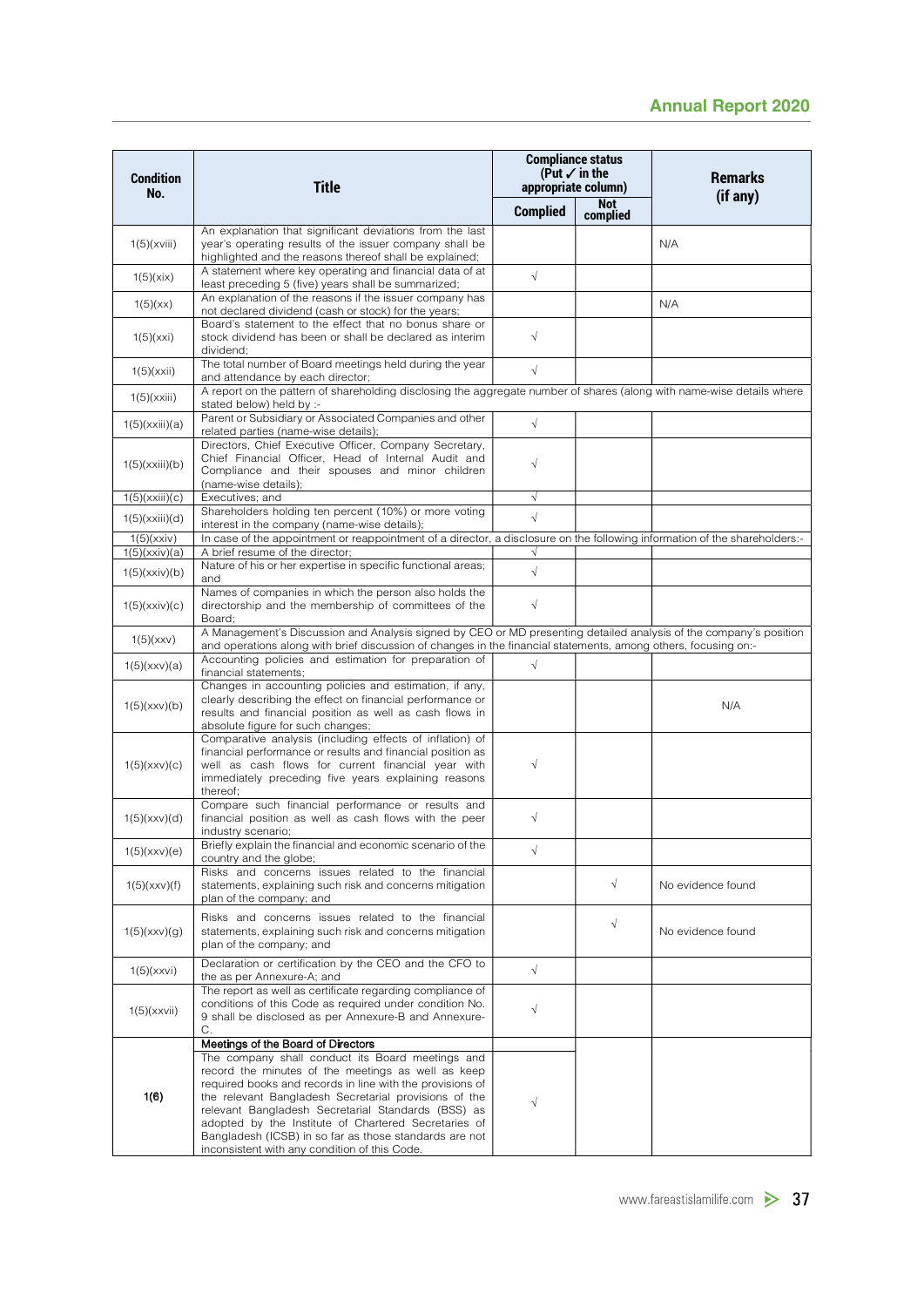| Condition No. | Title | Compliance status (Put ✓ in the appropriate column) | | Remarks (if any) |
|---|---|---|---|---|
| | | Complied | Not complied | |
| 1(5)(xviii) | An explanation that significant deviations from the last year's operating results of the issuer company shall be highlighted and the reasons thereof shall be explained; | | | N/A |
| 1(5)(xix) | A statement where key operating and financial data of at least preceding 5 (five) years shall be summarized; | √ | | |
| 1(5)(xx) | An explanation of the reasons if the issuer company has not declared dividend (cash or stock) for the years; | | | N/A |
| 1(5)(xxi) | Board's statement to the effect that no bonus share or stock dividend has been or shall be declared as interim dividend; | √ | | |
| 1(5)(xxii) | The total number of Board meetings held during the year and attendance by each director; | √ | | |
| 1(5)(xxiii) | A report on the pattern of shareholding disclosing the aggregate number of shares (along with name-wise details where stated below) held by :- | | | |
| 1(5)(xxiii)(a) | Parent or Subsidiary or Associated Companies and other related parties (name-wise details); | √ | | |
| 1(5)(xxiii)(b) | Directors, Chief Executive Officer, Company Secretary, Chief Financial Officer, Head of Internal Audit and Compliance and their spouses and minor children (name-wise details); | √ | | |
| 1(5)(xxiii)(c) | Executives; and | √ | | |
| 1(5)(xxiii)(d) | Shareholders holding ten percent (10%) or more voting interest in the company (name-wise details); | √ | | |
| 1(5)(xxiv) | In case of the appointment or reappointment of a director, a disclosure on the following information of the shareholders:- | | | |
| 1(5)(xxiv)(a) | A brief resume of the director; | √ | | |
| 1(5)(xxiv)(b) | Nature of his or her expertise in specific functional areas; and | √ | | |
| 1(5)(xxiv)(c) | Names of companies in which the person also holds the directorship and the membership of committees of the Board; | √ | | |
| 1(5)(xxv) | A Management's Discussion and Analysis signed by CEO or MD presenting detailed analysis of the company's position and operations along with brief discussion of changes in the financial statements, among others, focusing on:- | | | |
| 1(5)(xxv)(a) | Accounting policies and estimation for preparation of financial statements; | √ | | |
| 1(5)(xxv)(b) | Changes in accounting policies and estimation, if any, clearly describing the effect on financial performance or results and financial position as well as cash flows in absolute figure for such changes; | | | N/A |
| 1(5)(xxv)(c) | Comparative analysis (including effects of inflation) of financial performance or results and financial position as well as cash flows for current financial year with immediately preceding five years explaining reasons thereof; | √ | | |
| 1(5)(xxv)(d) | Compare such financial performance or results and financial position as well as cash flows with the peer industry scenario; | √ | | |
| 1(5)(xxv)(e) | Briefly explain the financial and economic scenario of the country and the globe; | √ | | |
| 1(5)(xxv)(f) | Risks and concerns issues related to the financial statements, explaining such risk and concerns mitigation plan of the company; and | | √ | No evidence found |
| 1(5)(xxv)(g) | Risks and concerns issues related to the financial statements, explaining such risk and concerns mitigation plan of the company; and | | √ | No evidence found |
| 1(5)(xxvi) | Declaration or certification by the CEO and the CFO to the as per Annexure-A; and | √ | | |
| 1(5)(xxvii) | The report as well as certificate regarding compliance of conditions of this Code as required under condition No. 9 shall be disclosed as per Annexure-B and Annexure-C. | √ | | |
| **1(6)** | **Meetings of the Board of Directors** The company shall conduct its Board meetings and record the minutes of the meetings as well as keep required books and records in line with the provisions of the relevant Bangladesh Secretarial provisions of the relevant Bangladesh Secretarial Standards (BSS) as adopted by the Institute of Chartered Secretaries of Bangladesh (ICSB) in so far as those standards are not inconsistent with any condition of this Code. | √ | | |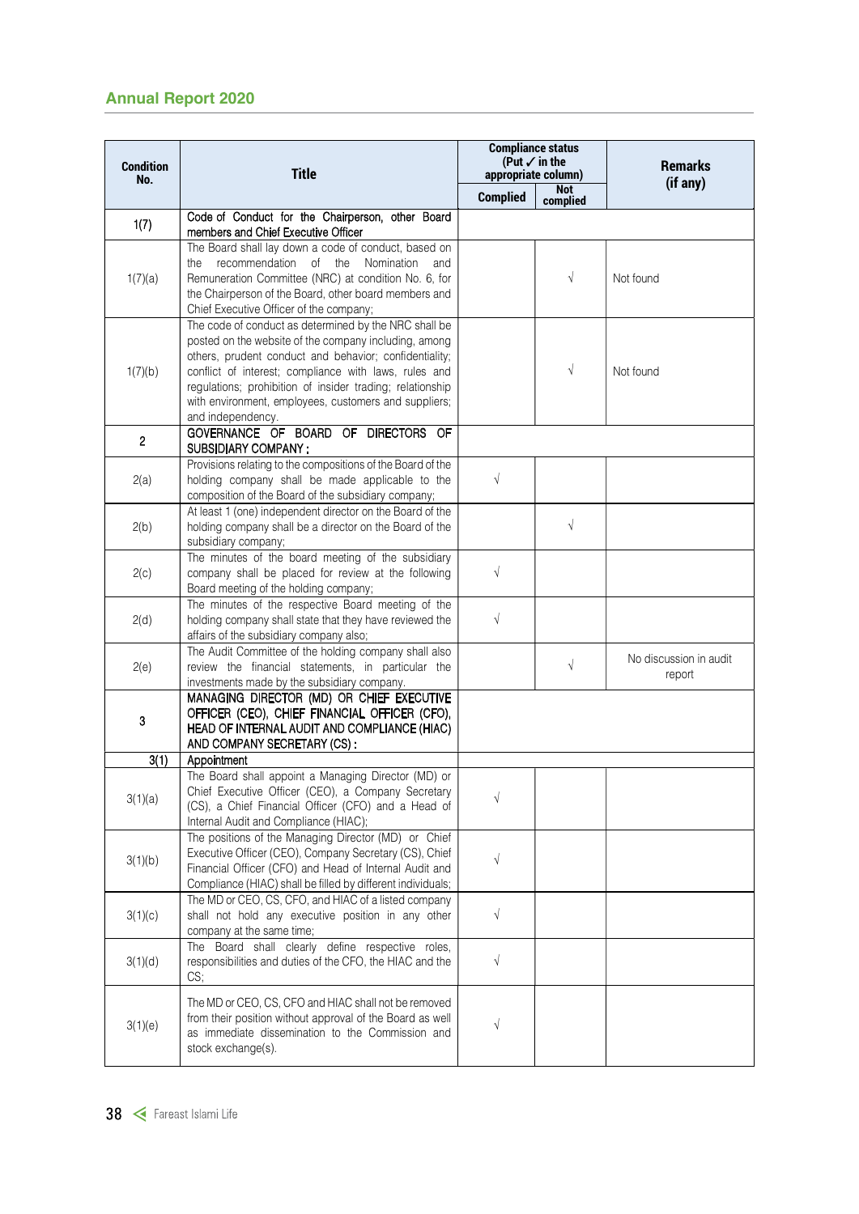| Condition No. | Title | Compliance status (Put ✓ in the appropriate column) | | Remarks (if any) |
|---|---|---|---|---|
| | | Complied | Not complied | |
| 1(7) | Code of Conduct for the Chairperson, other Board members and Chief Executive Officer | | | |
| 1(7)(a) | The Board shall lay down a code of conduct, based on the recommendation of the Nomination and Remuneration Committee (NRC) at condition No. 6, for the Chairperson of the Board, other board members and Chief Executive Officer of the company; | | √ | Not found |
| 1(7)(b) | The code of conduct as determined by the NRC shall be posted on the website of the company including, among others, prudent conduct and behavior; confidentiality; conflict of interest; compliance with laws, rules and regulations; prohibition of insider trading; relationship with environment, employees, customers and suppliers; and independency. | | √ | Not found |
| 2 | GOVERNANCE OF BOARD OF DIRECTORS OF SUBSIDIARY COMPANY : | | | |
| 2(a) | Provisions relating to the compositions of the Board of the holding company shall be made applicable to the composition of the Board of the subsidiary company; | √ | | |
| 2(b) | At least 1 (one) independent director on the Board of the holding company shall be a director on the Board of the subsidiary company; | | √ | |
| 2(c) | The minutes of the board meeting of the subsidiary company shall be placed for review at the following Board meeting of the holding company; | √ | | |
| 2(d) | The minutes of the respective Board meeting of the holding company shall state that they have reviewed the affairs of the subsidiary company also; | √ | | |
| 2(e) | The Audit Committee of the holding company shall also review the financial statements, in particular the investments made by the subsidiary company. | | √ | No discussion in audit report |
| 3 | MANAGING DIRECTOR (MD) OR CHIEF EXECUTIVE OFFICER (CEO), CHIEF FINANCIAL OFFICER (CFO), HEAD OF INTERNAL AUDIT AND COMPLIANCE (HIAC) AND COMPANY SECRETARY (CS) : | | | |
| 3(1) | Appointment | | | |
| 3(1)(a) | The Board shall appoint a Managing Director (MD) or Chief Executive Officer (CEO), a Company Secretary (CS), a Chief Financial Officer (CFO) and a Head of Internal Audit and Compliance (HIAC); | √ | | |
| 3(1)(b) | The positions of the Managing Director (MD) or Chief Executive Officer (CEO), Company Secretary (CS), Chief Financial Officer (CFO) and Head of Internal Audit and Compliance (HIAC) shall be filled by different individuals; | √ | | |
| 3(1)(c) | The MD or CEO, CS, CFO, and HIAC of a listed company shall not hold any executive position in any other company at the same time; | √ | | |
| 3(1)(d) | The Board shall clearly define respective roles, responsibilities and duties of the CFO, the HIAC and the CS; | √ | | |
| 3(1)(e) | The MD or CEO, CS, CFO and HIAC shall not be removed from their position without approval of the Board as well as immediate dissemination to the Commission and stock exchange(s). | √ | | |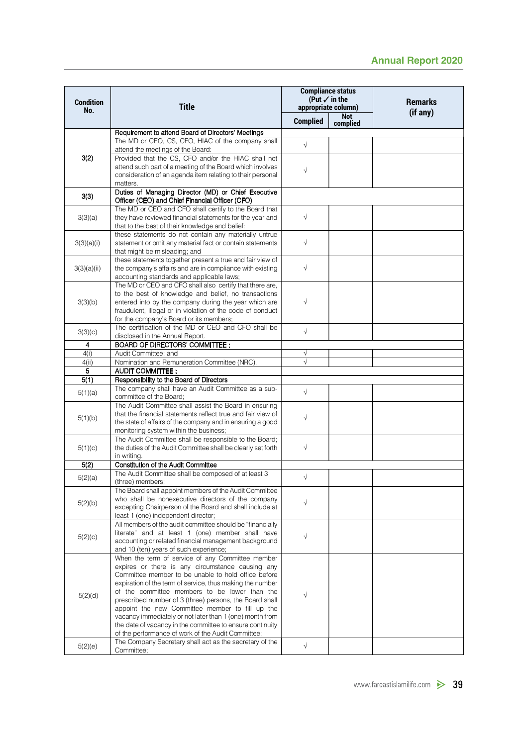| Condition No. | Title | Compliance status (Put ✓ in the appropriate column) | | Remarks (if any) |
|---|---|---|---|---|
| | | Complied | Not complied | |
| 3(2) | Requirement to attend Board of Directors' Meetings | | | |
| | The MD or CEO, CS, CFO, HIAC of the company shall attend the meetings of the Board: | √ | | |
| | Provided that the CS, CFO and/or the HIAC shall not attend such part of a meeting of the Board which involves consideration of an agenda item relating to their personal matters. | √ | | |
| 3(3) | Duties of Managing Director (MD) or Chief Executive Officer (CEO) and Chief Financial Officer (CFO) | | | |
| 3(3)(a) | The MD or CEO and CFO shall certify to the Board that they have reviewed financial statements for the year and that to the best of their knowledge and belief: | √ | | |
| 3(3)(a)(i) | these statements do not contain any materially untrue statement or omit any material fact or contain statements that might be misleading; and | √ | | |
| 3(3)(a)(ii) | these statements together present a true and fair view of the company's affairs and are in compliance with existing accounting standards and applicable laws; | √ | | |
| 3(3)(b) | The MD or CEO and CFO shall also certify that there are, to the best of knowledge and belief, no transactions entered into by the company during the year which are fraudulent, illegal or in violation of the code of conduct for the company's Board or its members; | √ | | |
| 3(3)(c) | The certification of the MD or CEO and CFO shall be disclosed in the Annual Report. | √ | | |
| 4 | BOARD OF DIRECTORS' COMMITTEE : | | | |
| 4(i) | Audit Committee; and | √ | | |
| 4(ii) | Nomination and Remuneration Committee (NRC). | √ | | |
| 5 | AUDIT COMMITTEE : | | | |
| 5(1) | Responsibility to the Board of Directors | | | |
| 5(1)(a) | The company shall have an Audit Committee as a sub-committee of the Board; | √ | | |
| 5(1)(b) | The Audit Committee shall assist the Board in ensuring that the financial statements reflect true and fair view of the state of affairs of the company and in ensuring a good monitoring system within the business; | √ | | |
| 5(1)(c) | The Audit Committee shall be responsible to the Board; the duties of the Audit Committee shall be clearly set forth in writing. | √ | | |
| 5(2) | Constitution of the Audit Committee | | | |
| 5(2)(a) | The Audit Committee shall be composed of at least 3 (three) members; | √ | | |
| 5(2)(b) | The Board shall appoint members of the Audit Committee who shall be nonexecutive directors of the company excepting Chairperson of the Board and shall include at least 1 (one) independent director; | √ | | |
| 5(2)(c) | All members of the audit committee should be "financially literate" and at least 1 (one) member shall have accounting or related financial management background and 10 (ten) years of such experience; | √ | | |
| 5(2)(d) | When the term of service of any Committee member expires or there is any circumstance causing any Committee member to be unable to hold office before expiration of the term of service, thus making the number of the committee members to be lower than the prescribed number of 3 (three) persons, the Board shall appoint the new Committee member to fill up the vacancy immediately or not later than 1 (one) month from the date of vacancy in the committee to ensure continuity of the performance of work of the Audit Committee; | √ | | |
| 5(2)(e) | The Company Secretary shall act as the secretary of the Committee; | √ | | |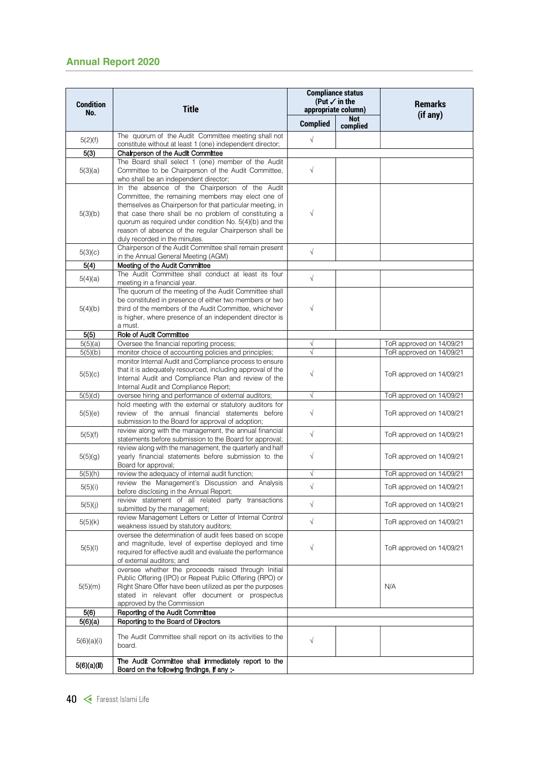| Condition No. | Title | Compliance status (Put ✓ in the appropriate column) | | Remarks (if any) |
|---|---|---|---|---|
| | | Complied | Not complied | |
| 5(2)(f) | The quorum of the Audit Committee meeting shall not constitute without at least 1 (one) independent director; | √ | | |
| **5(3)** | **Chairperson of the Audit Committee** | | | |
| 5(3)(a) | The Board shall select 1 (one) member of the Audit Committee to be Chairperson of the Audit Committee, who shall be an independent director; | √ | | |
| 5(3)(b) | In the absence of the Chairperson of the Audit Committee, the remaining members may elect one of themselves as Chairperson for that particular meeting, in that case there shall be no problem of constituting a quorum as required under condition No. 5(4)(b) and the reason of absence of the regular Chairperson shall be duly recorded in the minutes. | √ | | |
| 5(3)(c) | Chairperson of the Audit Committee shall remain present in the Annual General Meeting (AGM) | √ | | |
| **5(4)** | **Meeting of the Audit Committee** | | | |
| 5(4)(a) | The Audit Committee shall conduct at least its four meeting in a financial year. | √ | | |
| 5(4)(b) | The quorum of the meeting of the Audit Committee shall be constituted in presence of either two members or two third of the members of the Audit Committee, whichever is higher, where presence of an independent director is a must. | √ | | |
| **5(5)** | **Role of Audit Committee** | | | |
| 5(5)(a) | Oversee the financial reporting process; | √ | | ToR approved on 14/09/21 |
| 5(5)(b) | monitor choice of accounting policies and principles; | √ | | ToR approved on 14/09/21 |
| 5(5)(c) | monitor Internal Audit and Compliance process to ensure that it is adequately resourced, including approval of the Internal Audit and Compliance Plan and review of the Internal Audit and Compliance Report; | √ | | ToR approved on 14/09/21 |
| 5(5)(d) | oversee hiring and performance of external auditors; | √ | | ToR approved on 14/09/21 |
| 5(5)(e) | hold meeting with the external or statutory auditors for review of the annual financial statements before submission to the Board for approval of adoption; | √ | | ToR approved on 14/09/21 |
| 5(5)(f) | review along with the management, the annual financial statements before submission to the Board for approval; | √ | | ToR approved on 14/09/21 |
| 5(5)(g) | review along with the management, the quarterly and half yearly financial statements before submission to the Board for approval; | √ | | ToR approved on 14/09/21 |
| 5(5)(h) | review the adequacy of internal audit function; | √ | | ToR approved on 14/09/21 |
| 5(5)(i) | review the Management's Discussion and Analysis before disclosing in the Annual Report; | √ | | ToR approved on 14/09/21 |
| 5(5)(j) | review statement of all related party transactions submitted by the management; | √ | | ToR approved on 14/09/21 |
| 5(5)(k) | review Management Letters or Letter of Internal Control weakness issued by statutory auditors; | √ | | ToR approved on 14/09/21 |
| 5(5)(l) | oversee the determination of audit fees based on scope and magnitude, level of expertise deployed and time required for effective audit and evaluate the performance of external auditors; and | √ | | ToR approved on 14/09/21 |
| 5(5)(m) | oversee whether the proceeds raised through Initial Public Offering (IPO) or Repeat Public Offering (RPO) or Right Share Offer have been utilized as per the purposes stated in relevant offer document or prospectus approved by the Commission | | | N/A |
| **5(6)** | **Reporting of the Audit Committee** | | | |
| **5(6)(a)** | **Reporting to the Board of Directors** | | | |
| 5(6)(a)(i) | The Audit Committee shall report on its activities to the board. | √ | | |
| **5(6)(a)(ii)** | **The Audit Committee shall immediately report to the Board on the following findings, if any :-** | | | |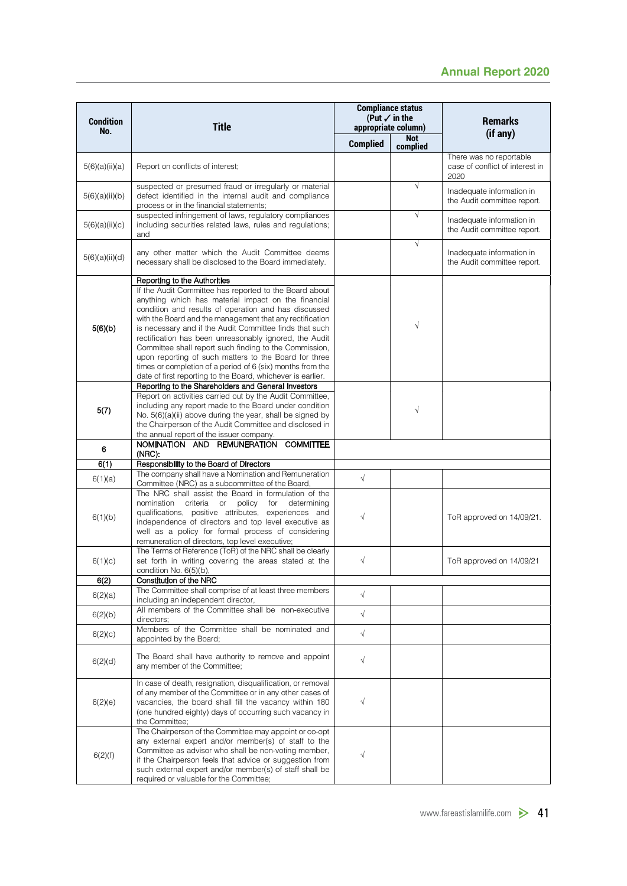| Condition No. | Title | Compliance status (Put ✓ in the appropriate column) | | Remarks (if any) |
|---|---|---|---|---|
| | | Complied | Not complied | |
| 5(6)(a)(ii)(a) | Report on conflicts of interest; | | | There was no reportable case of conflict of interest in 2020 |
| 5(6)(a)(ii)(b) | suspected or presumed fraud or irregularly or material defect identified in the internal audit and compliance process or in the financial statements; | | √ | Inadequate information in the Audit committee report. |
| 5(6)(a)(ii)(c) | suspected infringement of laws, regulatory compliances including securities related laws, rules and regulations; and | | √ | Inadequate information in the Audit committee report. |
| 5(6)(a)(ii)(d) | any other matter which the Audit Committee deems necessary shall be disclosed to the Board immediately. | | √ | Inadequate information in the Audit committee report. |
| 5(6)(b) | **Reporting to the Authorities** If the Audit Committee has reported to the Board about anything which has material impact on the financial condition and results of operation and has discussed with the Board and the management that any rectification is necessary and if the Audit Committee finds that such rectification has been unreasonably ignored, the Audit Committee shall report such finding to the Commission, upon reporting of such matters to the Board for three times or completion of a period of 6 (six) months from the date of first reporting to the Board, whichever is earlier. | | √ | |
| 5(7) | **Reporting to the Shareholders and General Investors** Report on activities carried out by the Audit Committee, including any report made to the Board under condition No. 5(6)(a)(ii) above during the year, shall be signed by the Chairperson of the Audit Committee and disclosed in the annual report of the issuer company. | | √ | |
| 6 | **NOMINATION AND REMUNERATION COMMITTEE (NRC):** | | | |
| 6(1) | **Responsibility to the Board of Directors** | | | |
| 6(1)(a) | The company shall have a Nomination and Remuneration Committee (NRC) as a subcommittee of the Board, | √ | | |
| 6(1)(b) | The NRC shall assist the Board in formulation of the nomination criteria or policy for determining qualifications, positive attributes, experiences and independence of directors and top level executive as well as a policy for formal process of considering remuneration of directors, top level executive; | √ | | ToR approved on 14/09/21. |
| 6(1)(c) | The Terms of Reference (ToR) of the NRC shall be clearly set forth in writing covering the areas stated at the condition No. 6(5)(b), | √ | | ToR approved on 14/09/21 |
| 6(2) | **Constitution of the NRC** | | | |
| 6(2)(a) | The Committee shall comprise of at least three members including an independent director, | √ | | |
| 6(2)(b) | All members of the Committee shall be non-executive directors; | √ | | |
| 6(2)(c) | Members of the Committee shall be nominated and appointed by the Board; | √ | | |
| 6(2)(d) | The Board shall have authority to remove and appoint any member of the Committee; | √ | | |
| 6(2)(e) | In case of death, resignation, disqualification, or removal of any member of the Committee or in any other cases of vacancies, the board shall fill the vacancy within 180 (one hundred eighty) days of occurring such vacancy in the Committee; | √ | | |
| 6(2)(f) | The Chairperson of the Committee may appoint or co-opt any external expert and/or member(s) of staff to the Committee as advisor who shall be non-voting member, if the Chairperson feels that advice or suggestion from such external expert and/or member(s) of staff shall be required or valuable for the Committee; | √ | | |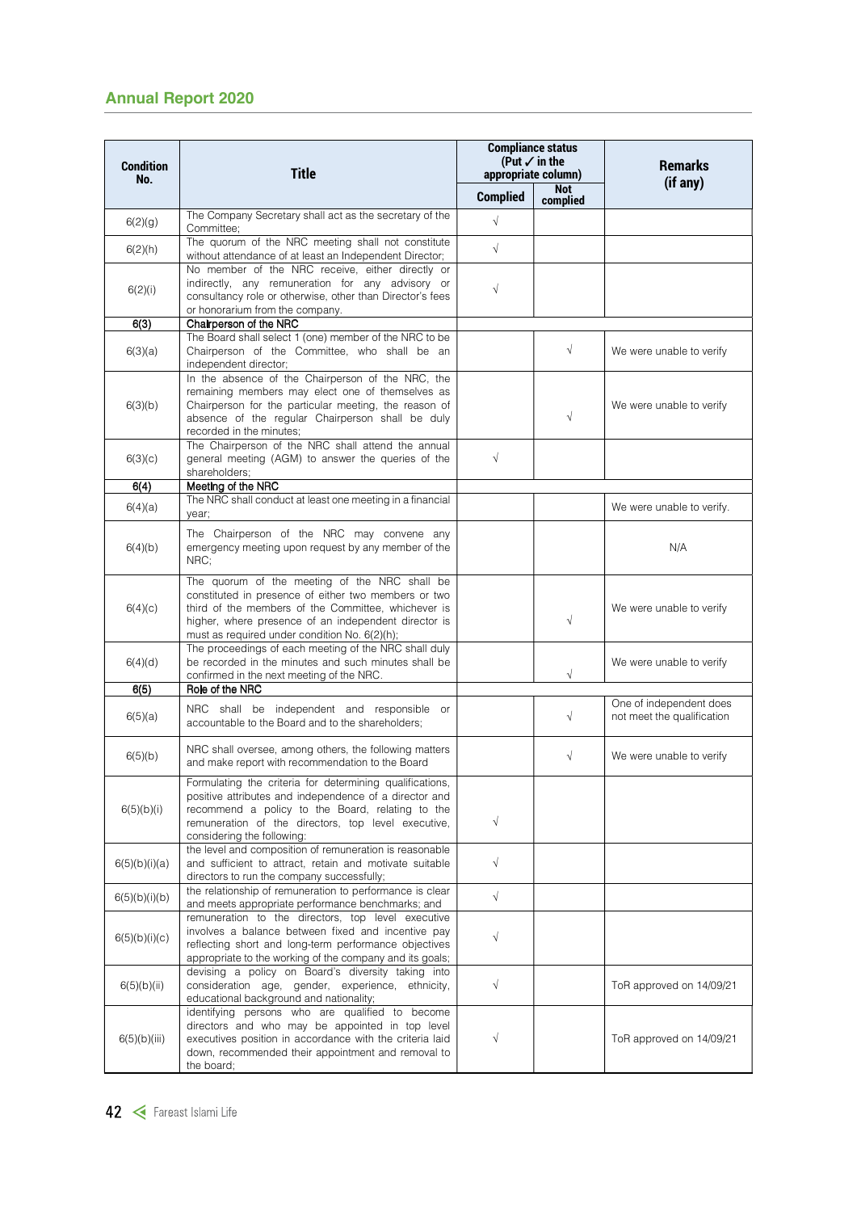| Condition No. | Title | Compliance status (Put ✓ in the appropriate column) | | Remarks (if any) |
|---|---|---|---|---|
| | | Complied | Not complied | |
| 6(2)(g) | The Company Secretary shall act as the secretary of the Committee; | √ | | |
| 6(2)(h) | The quorum of the NRC meeting shall not constitute without attendance of at least an Independent Director; | √ | | |
| 6(2)(i) | No member of the NRC receive, either directly or indirectly, any remuneration for any advisory or consultancy role or otherwise, other than Director's fees or honorarium from the company. | √ | | |
| 6(3) | Chairperson of the NRC | | | |
| 6(3)(a) | The Board shall select 1 (one) member of the NRC to be Chairperson of the Committee, who shall be an independent director; | | √ | We were unable to verify |
| 6(3)(b) | In the absence of the Chairperson of the NRC, the remaining members may elect one of themselves as Chairperson for the particular meeting, the reason of absence of the regular Chairperson shall be duly recorded in the minutes; | | √ | We were unable to verify |
| 6(3)(c) | The Chairperson of the NRC shall attend the annual general meeting (AGM) to answer the queries of the shareholders; | √ | | |
| 6(4) | Meeting of the NRC | | | |
| 6(4)(a) | The NRC shall conduct at least one meeting in a financial year; | | | We were unable to verify. |
| 6(4)(b) | The Chairperson of the NRC may convene any emergency meeting upon request by any member of the NRC; | | | N/A |
| 6(4)(c) | The quorum of the meeting of the NRC shall be constituted in presence of either two members or two third of the members of the Committee, whichever is higher, where presence of an independent director is must as required under condition No. 6(2)(h); | | √ | We were unable to verify |
| 6(4)(d) | The proceedings of each meeting of the NRC shall duly be recorded in the minutes and such minutes shall be confirmed in the next meeting of the NRC. | | √ | We were unable to verify |
| 6(5) | Role of the NRC | | | |
| 6(5)(a) | NRC shall be independent and responsible or accountable to the Board and to the shareholders; | | √ | One of independent does not meet the qualification |
| 6(5)(b) | NRC shall oversee, among others, the following matters and make report with recommendation to the Board | | √ | We were unable to verify |
| 6(5)(b)(i) | Formulating the criteria for determining qualifications, positive attributes and independence of a director and recommend a policy to the Board, relating to the remuneration of the directors, top level executive, considering the following: | √ | | |
| 6(5)(b)(i)(a) | the level and composition of remuneration is reasonable and sufficient to attract, retain and motivate suitable directors to run the company successfully; | √ | | |
| 6(5)(b)(i)(b) | the relationship of remuneration to performance is clear and meets appropriate performance benchmarks; and | √ | | |
| 6(5)(b)(i)(c) | remuneration to the directors, top level executive involves a balance between fixed and incentive pay reflecting short and long-term performance objectives appropriate to the working of the company and its goals; | √ | | |
| 6(5)(b)(ii) | devising a policy on Board's diversity taking into consideration age, gender, experience, ethnicity, educational background and nationality; | √ | | ToR approved on 14/09/21 |
| 6(5)(b)(iii) | identifying persons who are qualified to become directors and who may be appointed in top level executives position in accordance with the criteria laid down, recommended their appointment and removal to the board; | √ | | ToR approved on 14/09/21 |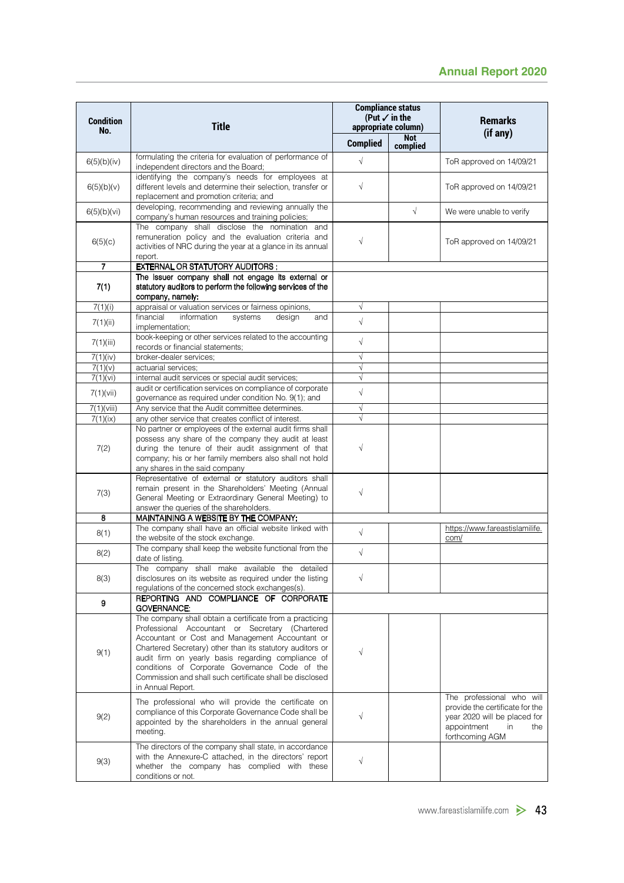| Condition No. | Title | Compliance status (Put ✓ in the appropriate column) | | Remarks (if any) |
|---|---|---|---|---|
| | | Complied | Not complied | |
| 6(5)(b)(iv) | formulating the criteria for evaluation of performance of independent directors and the Board; | √ | | ToR approved on 14/09/21 |
| 6(5)(b)(v) | identifying the company's needs for employees at different levels and determine their selection, transfer or replacement and promotion criteria; and | √ | | ToR approved on 14/09/21 |
| 6(5)(b)(vi) | developing, recommending and reviewing annually the company's human resources and training policies; | | √ | We were unable to verify |
| 6(5)(c) | The company shall disclose the nomination and remuneration policy and the evaluation criteria and activities of NRC during the year at a glance in its annual report. | √ | | ToR approved on 14/09/21 |
| **7** | **EXTERNAL OR STATUTORY AUDITORS :** | | | |
| **7(1)** | **The issuer company shall not engage its external or statutory auditors to perform the following services of the company, namely:** | | | |
| 7(1)(i) | appraisal or valuation services or fairness opinions, | √ | | |
| 7(1)(ii) | financial information systems design and implementation; | √ | | |
| 7(1)(iii) | book-keeping or other services related to the accounting records or financial statements; | √ | | |
| 7(1)(iv) | broker-dealer services; | √ | | |
| 7(1)(v) | actuarial services; | √ | | |
| 7(1)(vi) | internal audit services or special audit services; | √ | | |
| 7(1)(vii) | audit or certification services on compliance of corporate governance as required under condition No. 9(1); and | √ | | |
| 7(1)(viii) | Any service that the Audit committee determines. | √ | | |
| 7(1)(ix) | any other service that creates conflict of interest. | √ | | |
| 7(2) | No partner or employees of the external audit firms shall possess any share of the company they audit at least during the tenure of their audit assignment of that company; his or her family members also shall not hold any shares in the said company | √ | | |
| 7(3) | Representative of external or statutory auditors shall remain present in the Shareholders' Meeting (Annual General Meeting or Extraordinary General Meeting) to answer the queries of the shareholders. | √ | | |
| **8** | **MAINTAINING A WEBSITE BY THE COMPANY:** | | | |
| 8(1) | The company shall have an official website linked with the website of the stock exchange. | √ | | https://www.fareastislamilife.com/ |
| 8(2) | The company shall keep the website functional from the date of listing. | √ | | |
| 8(3) | The company shall make available the detailed disclosures on its website as required under the listing regulations of the concerned stock exchanges(s). | √ | | |
| **9** | **REPORTING AND COMPLIANCE OF CORPORATE GOVERNANCE:** | | | |
| 9(1) | The company shall obtain a certificate from a practicing Professional Accountant or Secretary (Chartered Accountant or Cost and Management Accountant or Chartered Secretary) other than its statutory auditors or audit firm on yearly basis regarding compliance of conditions of Corporate Governance Code of the Commission and shall such certificate shall be disclosed in Annual Report. | √ | | |
| 9(2) | The professional who will provide the certificate on compliance of this Corporate Governance Code shall be appointed by the shareholders in the annual general meeting. | √ | | The professional who will provide the certificate for the year 2020 will be placed for appointment in the forthcoming AGM |
| 9(3) | The directors of the company shall state, in accordance with the Annexure-C attached, in the directors' report whether the company has complied with these conditions or not. | √ | | |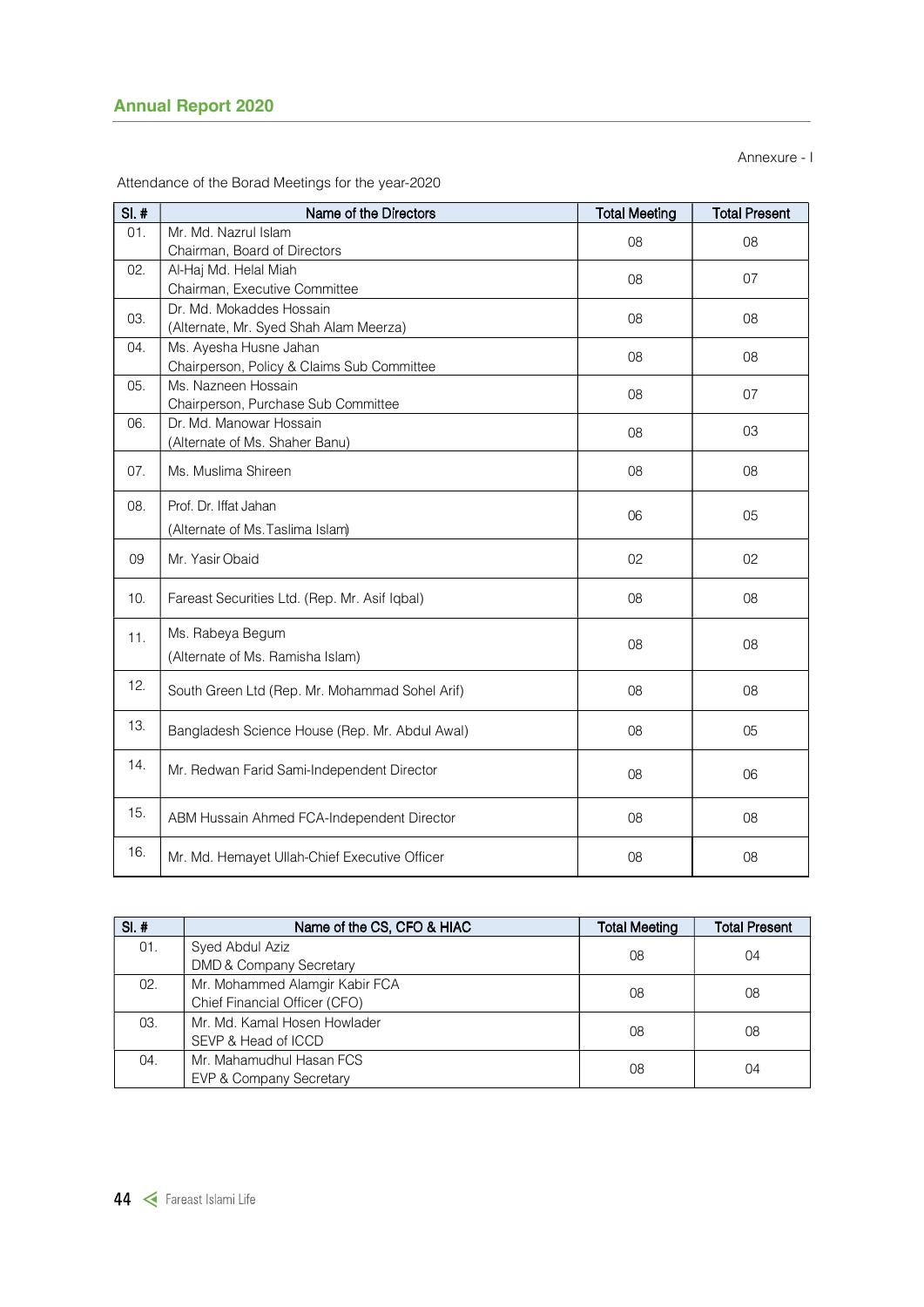Annexure - I

Attendance of the Borad Meetings for the year-2020

| Sl. # | Name of the Directors | Total Meeting | Total Present |
|---|---|---|---|
| 01. | Mr. Md. Nazrul Islam<br>Chairman, Board of Directors | 08 | 08 |
| 02. | Al-Haj Md. Helal Miah<br>Chairman, Executive Committee | 08 | 07 |
| 03. | Dr. Md. Mokaddes Hossain<br>(Alternate, Mr. Syed Shah Alam Meerza) | 08 | 08 |
| 04. | Ms. Ayesha Husne Jahan<br>Chairperson, Policy & Claims Sub Committee | 08 | 08 |
| 05. | Ms. Nazneen Hossain<br>Chairperson, Purchase Sub Committee | 08 | 07 |
| 06. | Dr. Md. Manowar Hossain<br>(Alternate of Ms. Shaher Banu) | 08 | 03 |
| 07. | Ms. Muslima Shireen | 08 | 08 |
| 08. | Prof. Dr. Iffat Jahan<br>(Alternate of Ms.Taslima Islam) | 06 | 05 |
| 09 | Mr. Yasir Obaid | 02 | 02 |
| 10. | Fareast Securities Ltd. (Rep. Mr. Asif Iqbal) | 08 | 08 |
| 11. | Ms. Rabeya Begum<br>(Alternate of Ms. Ramisha Islam) | 08 | 08 |
| 12. | South Green Ltd (Rep. Mr. Mohammad Sohel Arif) | 08 | 08 |
| 13. | Bangladesh Science House (Rep. Mr. Abdul Awal) | 08 | 05 |
| 14. | Mr. Redwan Farid Sami-Independent Director | 08 | 06 |
| 15. | ABM Hussain Ahmed FCA-Independent Director | 08 | 08 |
| 16. | Mr. Md. Hemayet Ullah-Chief Executive Officer | 08 | 08 |

| Sl. # | Name of the CS, CFO & HIAC | Total Meeting | Total Present |
|---|---|---|---|
| 01. | Syed Abdul Aziz<br>DMD & Company Secretary | 08 | 04 |
| 02. | Mr. Mohammed Alamgir Kabir FCA<br>Chief Financial Officer (CFO) | 08 | 08 |
| 03. | Mr. Md. Kamal Hosen Howlader<br>SEVP & Head of ICCD | 08 | 08 |
| 04. | Mr. Mahamudhul Hasan FCS<br>EVP & Company Secretary | 08 | 04 |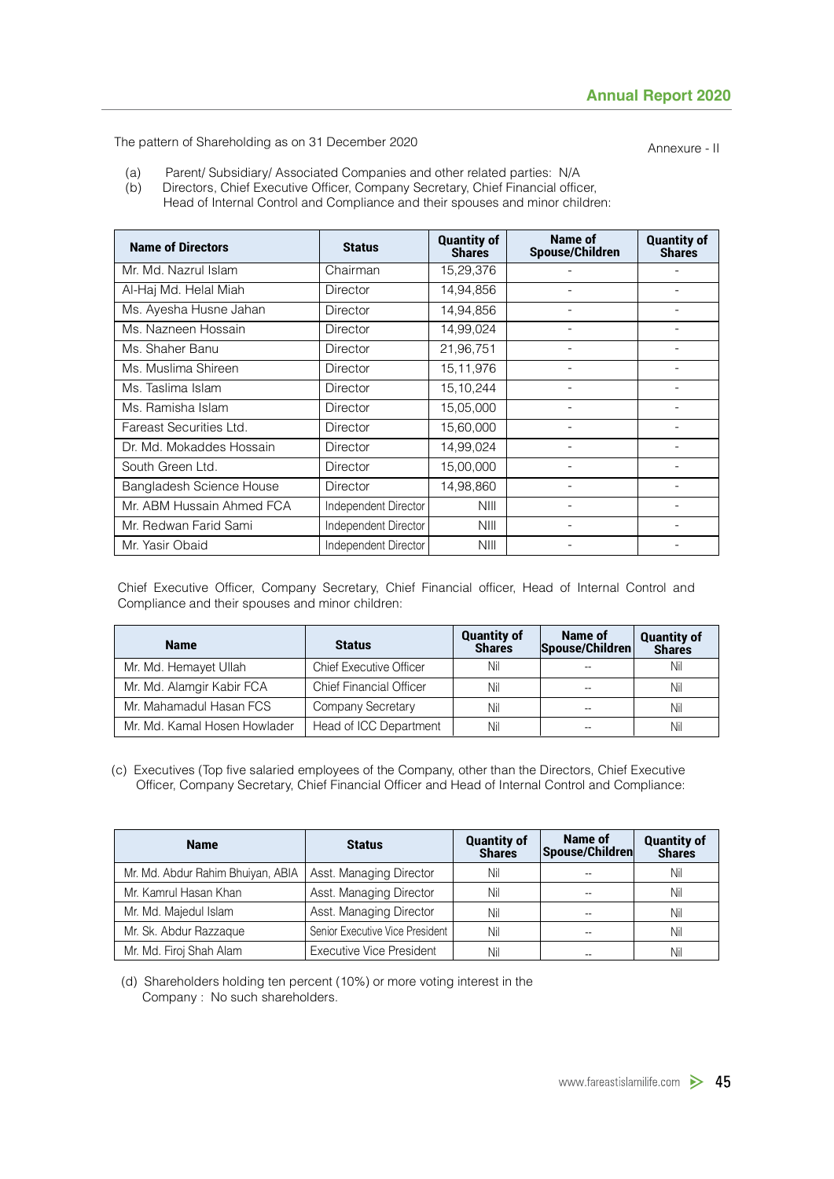The pattern of Shareholding as on 31 December 2020

Annexure - II

(a) Parent/ Subsidiary/ Associated Companies and other related parties: N/A

(b) Directors, Chief Executive Officer, Company Secretary, Chief Financial officer, Head of Internal Control and Compliance and their spouses and minor children:

| Name of Directors | Status | Quantity of Shares | Name of Spouse/Children | Quantity of Shares |
|---|---|---|---|---|
| Mr. Md. Nazrul Islam | Chairman | 15,29,376 | - | - |
| Al-Haj Md. Helal Miah | Director | 14,94,856 | - | - |
| Ms. Ayesha Husne Jahan | Director | 14,94,856 | - | - |
| Ms. Nazneen Hossain | Director | 14,99,024 | - | - |
| Ms. Shaher Banu | Director | 21,96,751 | - | - |
| Ms. Muslima Shireen | Director | 15,11,976 | - | - |
| Ms. Taslima Islam | Director | 15,10,244 | - | - |
| Ms. Ramisha Islam | Director | 15,05,000 | - | - |
| Fareast Securities Ltd. | Director | 15,60,000 | - | - |
| Dr. Md. Mokaddes Hossain | Director | 14,99,024 | - | - |
| South Green Ltd. | Director | 15,00,000 | - | - |
| Bangladesh Science House | Director | 14,98,860 | - | - |
| Mr. ABM Hussain Ahmed FCA | Independent Director | NIll | - | - |
| Mr. Redwan Farid Sami | Independent Director | NIll | - | - |
| Mr. Yasir Obaid | Independent Director | NIll | - | - |

Chief Executive Officer, Company Secretary, Chief Financial officer, Head of Internal Control and Compliance and their spouses and minor children:

| Name | Status | Quantity of Shares | Name of Spouse/Children | Quantity of Shares |
|---|---|---|---|---|
| Mr. Md. Hemayet Ullah | Chief Executive Officer | Nil | -- | Nil |
| Mr. Md. Alamgir Kabir FCA | Chief Financial Officer | Nil | -- | Nil |
| Mr. Mahamadul Hasan FCS | Company Secretary | Nil | -- | Nil |
| Mr. Md. Kamal Hosen Howlader | Head of ICC Department | Nil | -- | Nil |

(c) Executives (Top five salaried employees of the Company, other than the Directors, Chief Executive Officer, Company Secretary, Chief Financial Officer and Head of Internal Control and Compliance:

| Name | Status | Quantity of Shares | Name of Spouse/Children | Quantity of Shares |
|---|---|---|---|---|
| Mr. Md. Abdur Rahim Bhuiyan, ABIA | Asst. Managing Director | Nil | -- | Nil |
| Mr. Kamrul Hasan Khan | Asst. Managing Director | Nil | -- | Nil |
| Mr. Md. Majedul Islam | Asst. Managing Director | Nil | -- | Nil |
| Mr. Sk. Abdur Razzaque | Senior Executive Vice President | Nil | -- | Nil |
| Mr. Md. Firoj Shah Alam | Executive Vice President | Nil | -- | Nil |

(d) Shareholders holding ten percent (10%) or more voting interest in the Company : No such shareholders.